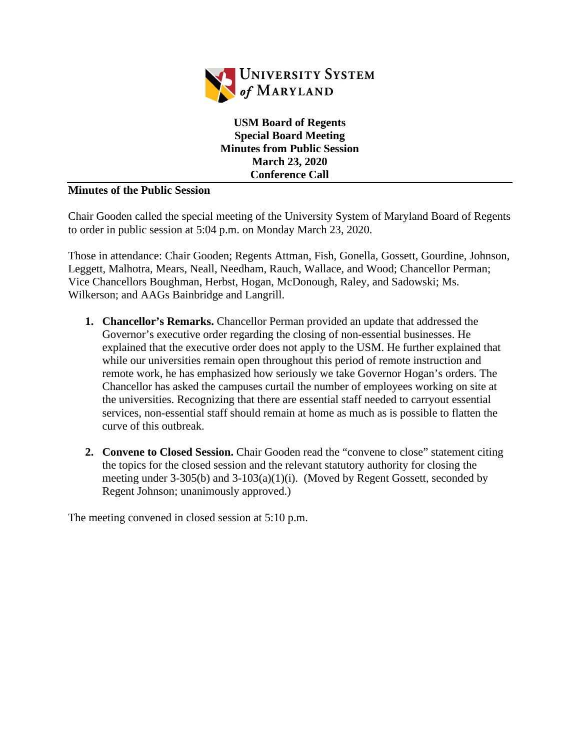University System of Maryland

**USM Board of Regents**
**Special Board Meeting**
**Minutes from Public Session**
**March 23, 2020**
**Conference Call**

**Minutes of the Public Session**

Chair Gooden called the special meeting of the University System of Maryland Board of Regents to order in public session at 5:04 p.m. on Monday March 23, 2020.

Those in attendance: Chair Gooden; Regents Attman, Fish, Gonella, Gossett, Gourdine, Johnson, Leggett, Malhotra, Mears, Neall, Needham, Rauch, Wallace, and Wood; Chancellor Perman; Vice Chancellors Boughman, Herbst, Hogan, McDonough, Raley, and Sadowski; Ms. Wilkerson; and AAGs Bainbridge and Langrill.

1. **Chancellor's Remarks.** Chancellor Perman provided an update that addressed the Governor's executive order regarding the closing of non-essential businesses. He explained that the executive order does not apply to the USM. He further explained that while our universities remain open throughout this period of remote instruction and remote work, he has emphasized how seriously we take Governor Hogan's orders. The Chancellor has asked the campuses curtail the number of employees working on site at the universities. Recognizing that there are essential staff needed to carryout essential services, non-essential staff should remain at home as much as is possible to flatten the curve of this outbreak.

2. **Convene to Closed Session.** Chair Gooden read the "convene to close" statement citing the topics for the closed session and the relevant statutory authority for closing the meeting under 3-305(b) and 3-103(a)(1)(i). (Moved by Regent Gossett, seconded by Regent Johnson; unanimously approved.)

The meeting convened in closed session at 5:10 p.m.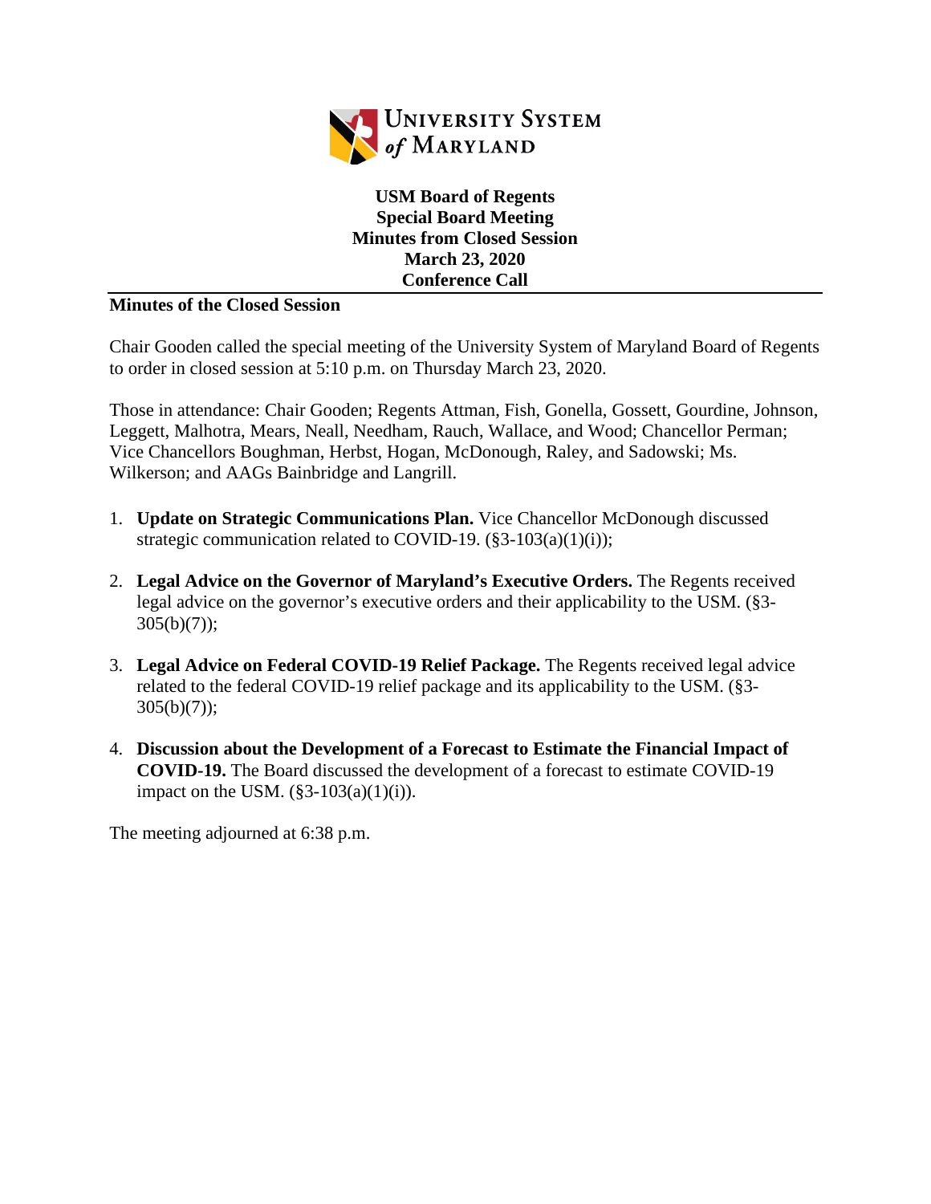**UNIVERSITY SYSTEM of MARYLAND**

**USM Board of Regents**
**Special Board Meeting**
**Minutes from Closed Session**
**March 23, 2020**
**Conference Call**

**Minutes of the Closed Session**

Chair Gooden called the special meeting of the University System of Maryland Board of Regents to order in closed session at 5:10 p.m. on Thursday March 23, 2020.

Those in attendance: Chair Gooden; Regents Attman, Fish, Gonella, Gossett, Gourdine, Johnson, Leggett, Malhotra, Mears, Neall, Needham, Rauch, Wallace, and Wood; Chancellor Perman; Vice Chancellors Boughman, Herbst, Hogan, McDonough, Raley, and Sadowski; Ms. Wilkerson; and AAGs Bainbridge and Langrill.

1. **Update on Strategic Communications Plan.** Vice Chancellor McDonough discussed strategic communication related to COVID-19. (§3-103(a)(1)(i));

2. **Legal Advice on the Governor of Maryland's Executive Orders.** The Regents received legal advice on the governor's executive orders and their applicability to the USM. (§3-305(b)(7));

3. **Legal Advice on Federal COVID-19 Relief Package.** The Regents received legal advice related to the federal COVID-19 relief package and its applicability to the USM. (§3-305(b)(7));

4. **Discussion about the Development of a Forecast to Estimate the Financial Impact of COVID-19.** The Board discussed the development of a forecast to estimate COVID-19 impact on the USM. (§3-103(a)(1)(i)).

The meeting adjourned at 6:38 p.m.